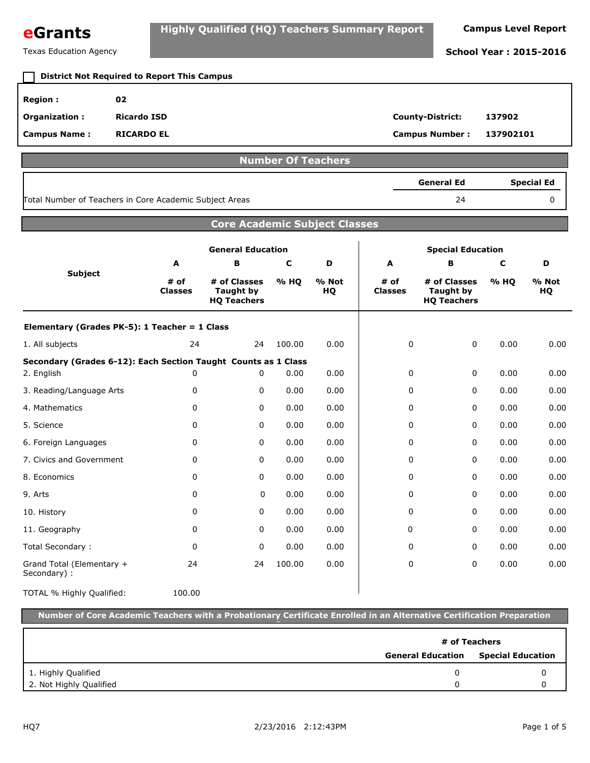**eGrants**

Texas Education Agency

## Highly Qualified (HQ) Teachers Summary Report

**Campus Level Report**

**School Year : 2015-2016**

☐ **District Not Required to Report This Campus**

| | | | |
|---|---|---|---|
| **Region :** | **02** | | |
| **Organization :** | **Ricardo ISD** | **County-District:** | **137902** |
| **Campus Name :** | **RICARDO EL** | **Campus Number :** | **137902101** |

## Number Of Teachers

| | General Ed | Special Ed |
|---|---|---|
| Total Number of Teachers in Core Academic Subject Areas | 24 | 0 |

## Core Academic Subject Classes

| Subject | General Education | | | | Special Education | | | |
|---|---|---|---|---|---|---|---|---|
| | A | B | C | D | A | B | C | D |
| | # of Classes | # of Classes Taught by HQ Teachers | % HQ | % Not HQ | # of Classes | # of Classes Taught by HQ Teachers | % HQ | % Not HQ |
| **Elementary (Grades PK-5): 1 Teacher = 1 Class** | | | | | | | | |
| 1. All subjects | 24 | 24 | 100.00 | 0.00 | 0 | 0 | 0.00 | 0.00 |
| **Secondary (Grades 6-12): Each Section Taught Counts as 1 Class** | | | | | | | | |
| 2. English | 0 | 0 | 0.00 | 0.00 | 0 | 0 | 0.00 | 0.00 |
| 3. Reading/Language Arts | 0 | 0 | 0.00 | 0.00 | 0 | 0 | 0.00 | 0.00 |
| 4. Mathematics | 0 | 0 | 0.00 | 0.00 | 0 | 0 | 0.00 | 0.00 |
| 5. Science | 0 | 0 | 0.00 | 0.00 | 0 | 0 | 0.00 | 0.00 |
| 6. Foreign Languages | 0 | 0 | 0.00 | 0.00 | 0 | 0 | 0.00 | 0.00 |
| 7. Civics and Government | 0 | 0 | 0.00 | 0.00 | 0 | 0 | 0.00 | 0.00 |
| 8. Economics | 0 | 0 | 0.00 | 0.00 | 0 | 0 | 0.00 | 0.00 |
| 9. Arts | 0 | 0 | 0.00 | 0.00 | 0 | 0 | 0.00 | 0.00 |
| 10. History | 0 | 0 | 0.00 | 0.00 | 0 | 0 | 0.00 | 0.00 |
| 11. Geography | 0 | 0 | 0.00 | 0.00 | 0 | 0 | 0.00 | 0.00 |
| Total Secondary : | 0 | 0 | 0.00 | 0.00 | 0 | 0 | 0.00 | 0.00 |
| Grand Total (Elementary + Secondary) : | 24 | 24 | 100.00 | 0.00 | 0 | 0 | 0.00 | 0.00 |
| TOTAL % Highly Qualified: | 100.00 | | | | | | | |

## Number of Core Academic Teachers with a Probationary Certificate Enrolled in an Alternative Certification Preparation

| | # of Teachers | |
|---|---|---|
| | General Education | Special Education |
| 1. Highly Qualified | 0 | 0 |
| 2. Not Highly Qualified | 0 | 0 |

HQ7 2/23/2016 2:12:43PM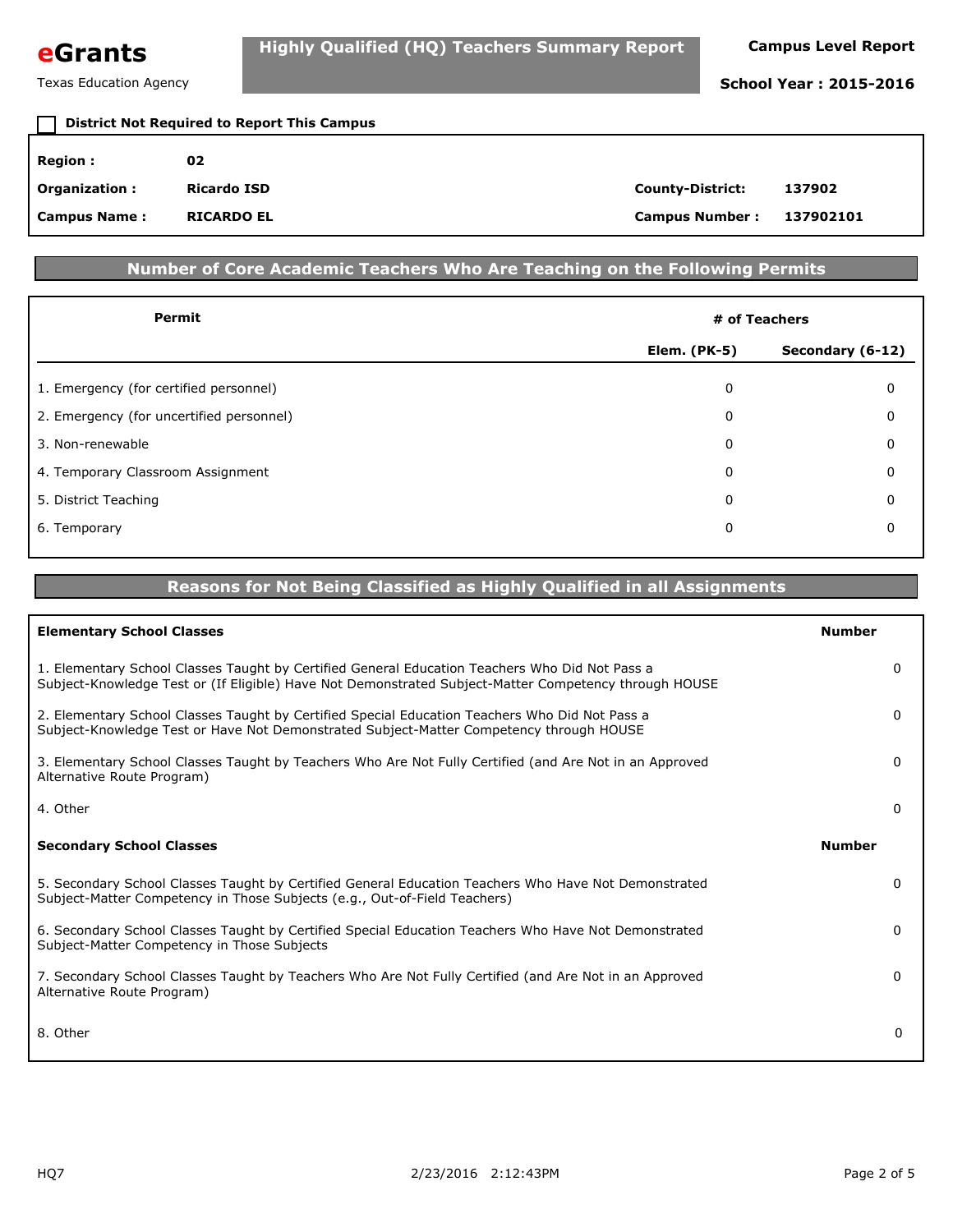**eGrants**

Texas Education Agency

## Highly Qualified (HQ) Teachers Summary Report

**Campus Level Report**

**School Year : 2015-2016**

☐ **District Not Required to Report This Campus**

| | | | |
|---|---|---|---|
| **Region :** | **02** | | |
| **Organization :** | **Ricardo ISD** | **County-District:** | **137902** |
| **Campus Name :** | **RICARDO EL** | **Campus Number :** | **137902101** |

## Number of Core Academic Teachers Who Are Teaching on the Following Permits

| Permit | # of Teachers | |
|---|---|---|
| | **Elem. (PK-5)** | **Secondary (6-12)** |
| 1. Emergency (for certified personnel) | 0 | 0 |
| 2. Emergency (for uncertified personnel) | 0 | 0 |
| 3. Non-renewable | 0 | 0 |
| 4. Temporary Classroom Assignment | 0 | 0 |
| 5. District Teaching | 0 | 0 |
| 6. Temporary | 0 | 0 |

## Reasons for Not Being Classified as Highly Qualified in all Assignments

| **Elementary School Classes** | **Number** |
|---|---|
| 1. Elementary School Classes Taught by Certified General Education Teachers Who Did Not Pass a Subject-Knowledge Test or (If Eligible) Have Not Demonstrated Subject-Matter Competency through HOUSE | 0 |
| 2. Elementary School Classes Taught by Certified Special Education Teachers Who Did Not Pass a Subject-Knowledge Test or Have Not Demonstrated Subject-Matter Competency through HOUSE | 0 |
| 3. Elementary School Classes Taught by Teachers Who Are Not Fully Certified (and Are Not in an Approved Alternative Route Program) | 0 |
| 4. Other | 0 |
| **Secondary School Classes** | **Number** |
| 5. Secondary School Classes Taught by Certified General Education Teachers Who Have Not Demonstrated Subject-Matter Competency in Those Subjects (e.g., Out-of-Field Teachers) | 0 |
| 6. Secondary School Classes Taught by Certified Special Education Teachers Who Have Not Demonstrated Subject-Matter Competency in Those Subjects | 0 |
| 7. Secondary School Classes Taught by Teachers Who Are Not Fully Certified (and Are Not in an Approved Alternative Route Program) | 0 |
| 8. Other | 0 |

HQ7 2/23/2016 2:12:43PM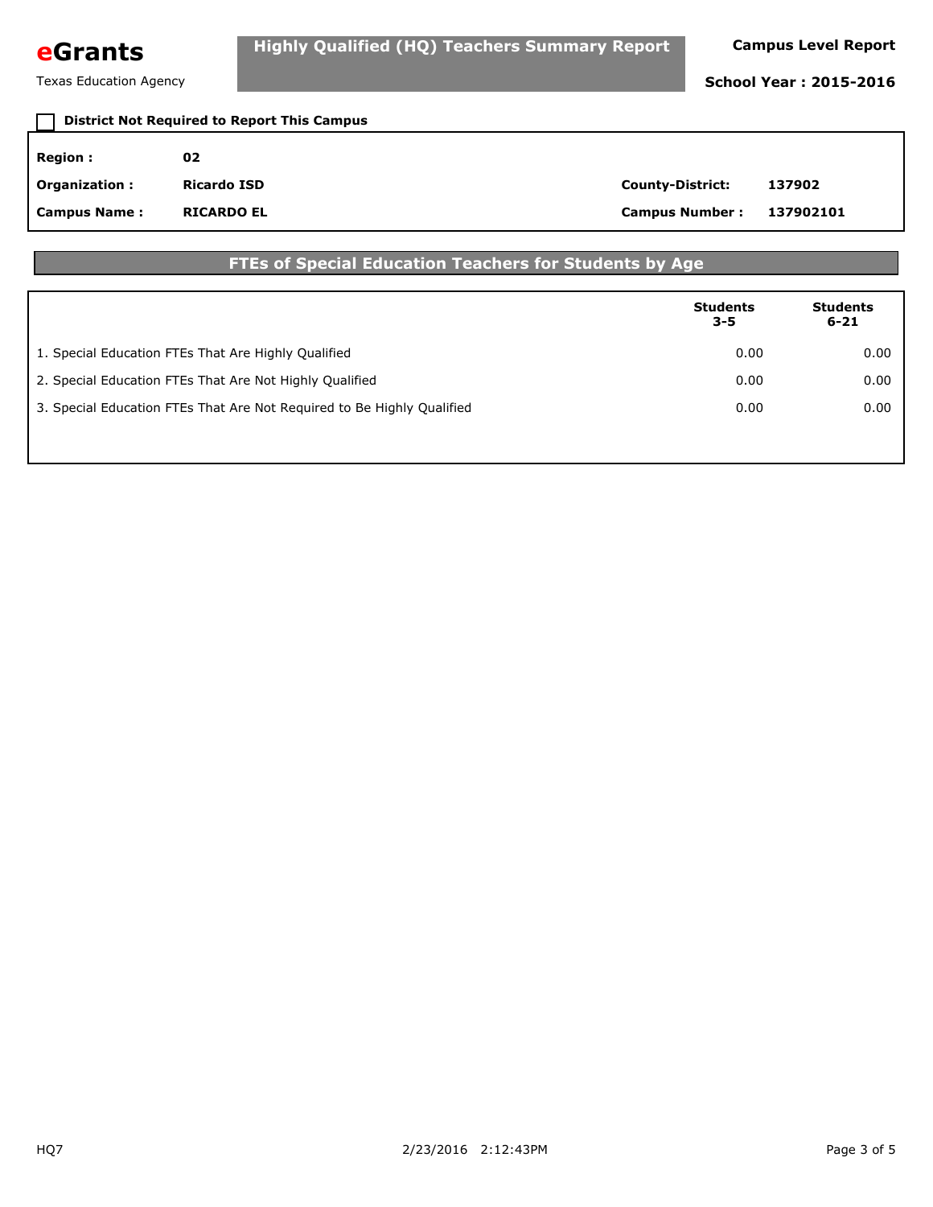**eGrants**

Texas Education Agency

## Highly Qualified (HQ) Teachers Summary Report

**Campus Level Report**

**School Year : 2015-2016**

☐ **District Not Required to Report This Campus**

| | | | |
|---|---|---|---|
| **Region :** | **02** | | |
| **Organization :** | **Ricardo ISD** | **County-District:** | **137902** |
| **Campus Name :** | **RICARDO EL** | **Campus Number :** | **137902101** |

### FTEs of Special Education Teachers for Students by Age

| | Students 3-5 | Students 6-21 |
|---|---|---|
| 1. Special Education FTEs That Are Highly Qualified | 0.00 | 0.00 |
| 2. Special Education FTEs That Are Not Highly Qualified | 0.00 | 0.00 |
| 3. Special Education FTEs That Are Not Required to Be Highly Qualified | 0.00 | 0.00 |

HQ7 2/23/2016 2:12:43PM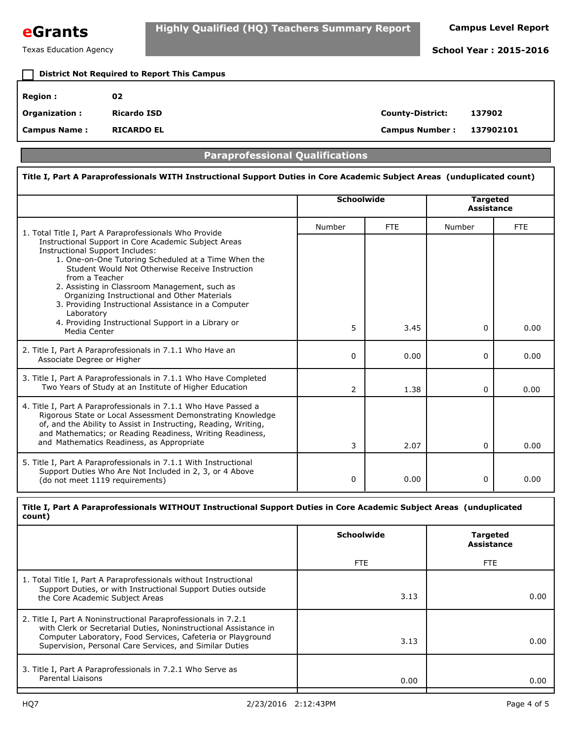**eGrants**

Texas Education Agency

**Highly Qualified (HQ) Teachers Summary Report**

**Campus Level Report**

**School Year : 2015-2016**

☐ **District Not Required to Report This Campus**

| | | | |
|---|---|---|---|
| **Region :** | **02** | | |
| **Organization :** | **Ricardo ISD** | **County-District:** | **137902** |
| **Campus Name :** | **RICARDO EL** | **Campus Number :** | **137902101** |

## Paraprofessional Qualifications

### Title I, Part A Paraprofessionals WITH Instructional Support Duties in Core Academic Subject Areas (unduplicated count)

| | **Schoolwide** | | **Targeted Assistance** | |
|---|---|---|---|---|
| | Number | FTE | Number | FTE |
| 1. Total Title I, Part A Paraprofessionals Who Provide Instructional Support in Core Academic Subject Areas Instructional Support Includes: 1. One-on-One Tutoring Scheduled at a Time When the Student Would Not Otherwise Receive Instruction from a Teacher 2. Assisting in Classroom Management, such as Organizing Instructional and Other Materials 3. Providing Instructional Assistance in a Computer Laboratory 4. Providing Instructional Support in a Library or Media Center | 5 | 3.45 | 0 | 0.00 |
| 2. Title I, Part A Paraprofessionals in 7.1.1 Who Have an Associate Degree or Higher | 0 | 0.00 | 0 | 0.00 |
| 3. Title I, Part A Paraprofessionals in 7.1.1 Who Have Completed Two Years of Study at an Institute of Higher Education | 2 | 1.38 | 0 | 0.00 |
| 4. Title I, Part A Paraprofessionals in 7.1.1 Who Have Passed a Rigorous State or Local Assessment Demonstrating Knowledge of, and the Ability to Assist in Instructing, Reading, Writing, and Mathematics; or Reading Readiness, Writing Readiness, and Mathematics Readiness, as Appropriate | 3 | 2.07 | 0 | 0.00 |
| 5. Title I, Part A Paraprofessionals in 7.1.1 With Instructional Support Duties Who Are Not Included in 2, 3, or 4 Above (do not meet 1119 requirements) | 0 | 0.00 | 0 | 0.00 |

### Title I, Part A Paraprofessionals WITHOUT Instructional Support Duties in Core Academic Subject Areas (unduplicated count)

| | **Schoolwide** | **Targeted Assistance** |
|---|---|---|
| | FTE | FTE |
| 1. Total Title I, Part A Paraprofessionals without Instructional Support Duties, or with Instructional Support Duties outside the Core Academic Subject Areas | 3.13 | 0.00 |
| 2. Title I, Part A Noninstructional Paraprofessionals in 7.2.1 with Clerk or Secretarial Duties, Noninstructional Assistance in Computer Laboratory, Food Services, Cafeteria or Playground Supervision, Personal Care Services, and Similar Duties | 3.13 | 0.00 |
| 3. Title I, Part A Paraprofessionals in 7.2.1 Who Serve as Parental Liaisons | 0.00 | 0.00 |

HQ7 2/23/2016 2:12:43PM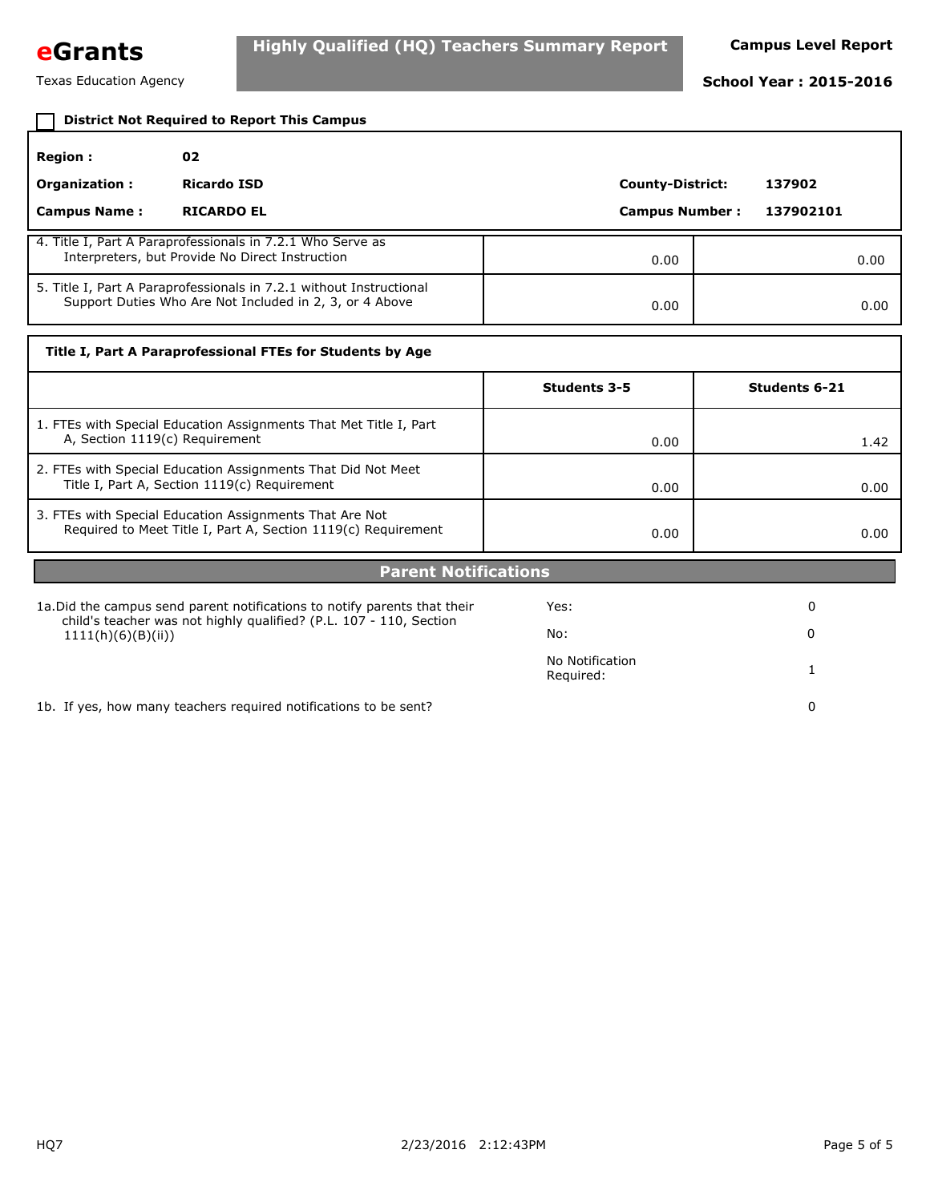**eGrants**

Texas Education Agency

**Highly Qualified (HQ) Teachers Summary Report**

**Campus Level Report**

**School Year : 2015-2016**

☐ **District Not Required to Report This Campus**

| | | | |
|---|---|---|---|
| **Region :** | **02** | | |
| **Organization :** | **Ricardo ISD** | **County-District:** | **137902** |
| **Campus Name :** | **RICARDO EL** | **Campus Number :** | **137902101** |

| | | |
|---|---|---|
| 4. Title I, Part A Paraprofessionals in 7.2.1 Who Serve as Interpreters, but Provide No Direct Instruction | 0.00 | 0.00 |
| 5. Title I, Part A Paraprofessionals in 7.2.1 without Instructional Support Duties Who Are Not Included in 2, 3, or 4 Above | 0.00 | 0.00 |

**Title I, Part A Paraprofessional FTEs for Students by Age**

| | Students 3-5 | Students 6-21 |
|---|---|---|
| 1. FTEs with Special Education Assignments That Met Title I, Part A, Section 1119(c) Requirement | 0.00 | 1.42 |
| 2. FTEs with Special Education Assignments That Did Not Meet Title I, Part A, Section 1119(c) Requirement | 0.00 | 0.00 |
| 3. FTEs with Special Education Assignments That Are Not Required to Meet Title I, Part A, Section 1119(c) Requirement | 0.00 | 0.00 |

## Parent Notifications

| | | |
|---|---|---|
| 1a. Did the campus send parent notifications to notify parents that their child's teacher was not highly qualified? (P.L. 107 - 110, Section 1111(h)(6)(B)(ii)) | Yes: | 0 |
| | No: | 0 |
| | No Notification Required: | 1 |
| 1b. If yes, how many teachers required notifications to be sent? | | 0 |

HQ7 2/23/2016 2:12:43PM